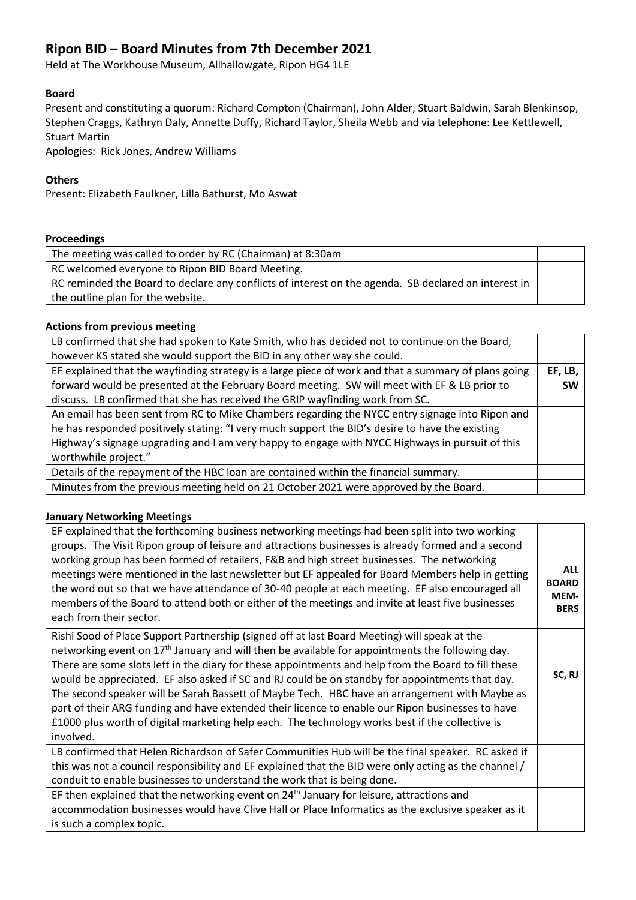# Ripon BID – Board Minutes from 7th December 2021

Held at The Workhouse Museum, Allhallowgate, Ripon HG4 1LE

### Board

Present and constituting a quorum: Richard Compton (Chairman), John Alder, Stuart Baldwin, Sarah Blenkinsop, Stephen Craggs, Kathryn Daly, Annette Duffy, Richard Taylor, Sheila Webb and via telephone: Lee Kettlewell, Stuart Martin

Apologies: Rick Jones, Andrew Williams

### Others

Present: Elizabeth Faulkner, Lilla Bathurst, Mo Aswat

---

### Proceedings

| | |
|---|---|
| The meeting was called to order by RC (Chairman) at 8:30am | |
| RC welcomed everyone to Ripon BID Board Meeting. RC reminded the Board to declare any conflicts of interest on the agenda. SB declared an interest in the outline plan for the website. | |

### Actions from previous meeting

| | |
|---|---|
| LB confirmed that she had spoken to Kate Smith, who has decided not to continue on the Board, however KS stated she would support the BID in any other way she could. | |
| EF explained that the wayfinding strategy is a large piece of work and that a summary of plans going forward would be presented at the February Board meeting. SW will meet with EF & LB prior to discuss. LB confirmed that she has received the GRIP wayfinding work from SC. | **EF, LB, SW** |
| An email has been sent from RC to Mike Chambers regarding the NYCC entry signage into Ripon and he has responded positively stating: "I very much support the BID's desire to have the existing Highway's signage upgrading and I am very happy to engage with NYCC Highways in pursuit of this worthwhile project." | |
| Details of the repayment of the HBC loan are contained within the financial summary. | |
| Minutes from the previous meeting held on 21 October 2021 were approved by the Board. | |

### January Networking Meetings

| | |
|---|---|
| EF explained that the forthcoming business networking meetings had been split into two working groups. The Visit Ripon group of leisure and attractions businesses is already formed and a second working group has been formed of retailers, F&B and high street businesses. The networking meetings were mentioned in the last newsletter but EF appealed for Board Members help in getting the word out so that we have attendance of 30-40 people at each meeting. EF also encouraged all members of the Board to attend both or either of the meetings and invite at least five businesses each from their sector. | **ALL BOARD MEMBERS** |
| Rishi Sood of Place Support Partnership (signed off at last Board Meeting) will speak at the networking event on 17th January and will then be available for appointments the following day. There are some slots left in the diary for these appointments and help from the Board to fill these would be appreciated. EF also asked if SC and RJ could be on standby for appointments that day. The second speaker will be Sarah Bassett of Maybe Tech. HBC have an arrangement with Maybe as part of their ARG funding and have extended their licence to enable our Ripon businesses to have £1000 plus worth of digital marketing help each. The technology works best if the collective is involved. | **SC, RJ** |
| LB confirmed that Helen Richardson of Safer Communities Hub will be the final speaker. RC asked if this was not a council responsibility and EF explained that the BID were only acting as the channel / conduit to enable businesses to understand the work that is being done. | |
| EF then explained that the networking event on 24th January for leisure, attractions and accommodation businesses would have Clive Hall or Place Informatics as the exclusive speaker as it is such a complex topic. | |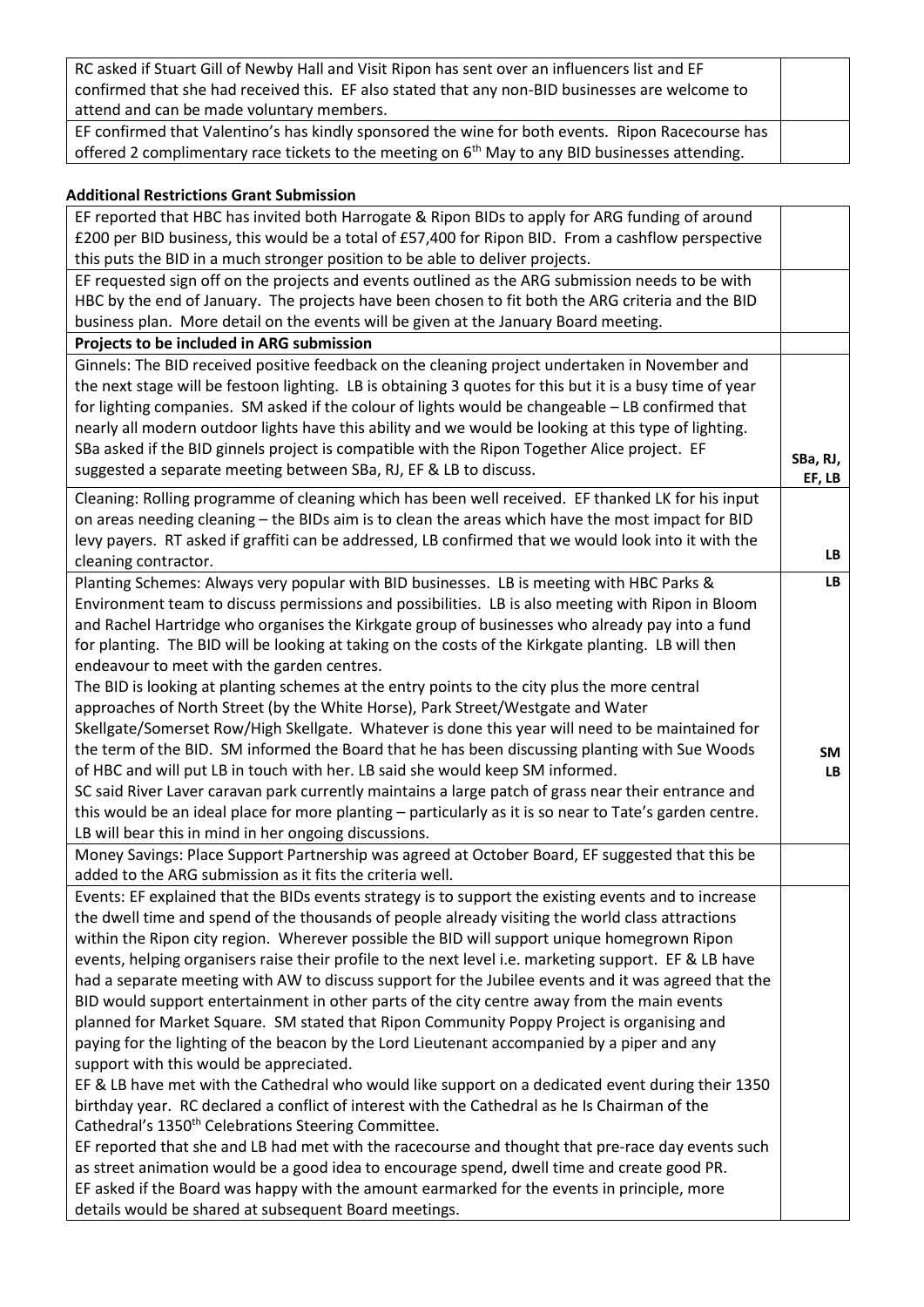| | |
|---|---|
| RC asked if Stuart Gill of Newby Hall and Visit Ripon has sent over an influencers list and EF confirmed that she had received this. EF also stated that any non-BID businesses are welcome to attend and can be made voluntary members. | |
| EF confirmed that Valentino's has kindly sponsored the wine for both events. Ripon Racecourse has offered 2 complimentary race tickets to the meeting on 6th May to any BID businesses attending. | |

**Additional Restrictions Grant Submission**

| | |
|---|---|
| EF reported that HBC has invited both Harrogate & Ripon BIDs to apply for ARG funding of around £200 per BID business, this would be a total of £57,400 for Ripon BID. From a cashflow perspective this puts the BID in a much stronger position to be able to deliver projects. | |
| EF requested sign off on the projects and events outlined as the ARG submission needs to be with HBC by the end of January. The projects have been chosen to fit both the ARG criteria and the BID business plan. More detail on the events will be given at the January Board meeting. | |
| **Projects to be included in ARG submission** | |
| Ginnels: The BID received positive feedback on the cleaning project undertaken in November and the next stage will be festoon lighting. LB is obtaining 3 quotes for this but it is a busy time of year for lighting companies. SM asked if the colour of lights would be changeable – LB confirmed that nearly all modern outdoor lights have this ability and we would be looking at this type of lighting. SBa asked if the BID ginnels project is compatible with the Ripon Together Alice project. EF suggested a separate meeting between SBa, RJ, EF & LB to discuss. | **SBa, RJ, EF, LB** |
| Cleaning: Rolling programme of cleaning which has been well received. EF thanked LK for his input on areas needing cleaning – the BIDs aim is to clean the areas which have the most impact for BID levy payers. RT asked if graffiti can be addressed, LB confirmed that we would look into it with the cleaning contractor. | **LB** |
| Planting Schemes: Always very popular with BID businesses. LB is meeting with HBC Parks & Environment team to discuss permissions and possibilities. LB is also meeting with Ripon in Bloom and Rachel Hartridge who organises the Kirkgate group of businesses who already pay into a fund for planting. The BID will be looking at taking on the costs of the Kirkgate planting. LB will then endeavour to meet with the garden centres.<br>The BID is looking at planting schemes at the entry points to the city plus the more central approaches of North Street (by the White Horse), Park Street/Westgate and Water Skellgate/Somerset Row/High Skellgate. Whatever is done this year will need to be maintained for the term of the BID. SM informed the Board that he has been discussing planting with Sue Woods of HBC and will put LB in touch with her. LB said she would keep SM informed.<br>SC said River Laver caravan park currently maintains a large patch of grass near their entrance and this would be an ideal place for more planting – particularly as it is so near to Tate's garden centre. LB will bear this in mind in her ongoing discussions. | **LB**<br><br><br><br><br><br><br>**SM**<br>**LB** |
| Money Savings: Place Support Partnership was agreed at October Board, EF suggested that this be added to the ARG submission as it fits the criteria well. | |
| Events: EF explained that the BIDs events strategy is to support the existing events and to increase the dwell time and spend of the thousands of people already visiting the world class attractions within the Ripon city region. Wherever possible the BID will support unique homegrown Ripon events, helping organisers raise their profile to the next level i.e. marketing support. EF & LB have had a separate meeting with AW to discuss support for the Jubilee events and it was agreed that the BID would support entertainment in other parts of the city centre away from the main events planned for Market Square. SM stated that Ripon Community Poppy Project is organising and paying for the lighting of the beacon by the Lord Lieutenant accompanied by a piper and any support with this would be appreciated.<br>EF & LB have met with the Cathedral who would like support on a dedicated event during their 1350 birthday year. RC declared a conflict of interest with the Cathedral as he Is Chairman of the Cathedral's 1350th Celebrations Steering Committee.<br>EF reported that she and LB had met with the racecourse and thought that pre-race day events such as street animation would be a good idea to encourage spend, dwell time and create good PR.<br>EF asked if the Board was happy with the amount earmarked for the events in principle, more details would be shared at subsequent Board meetings. | |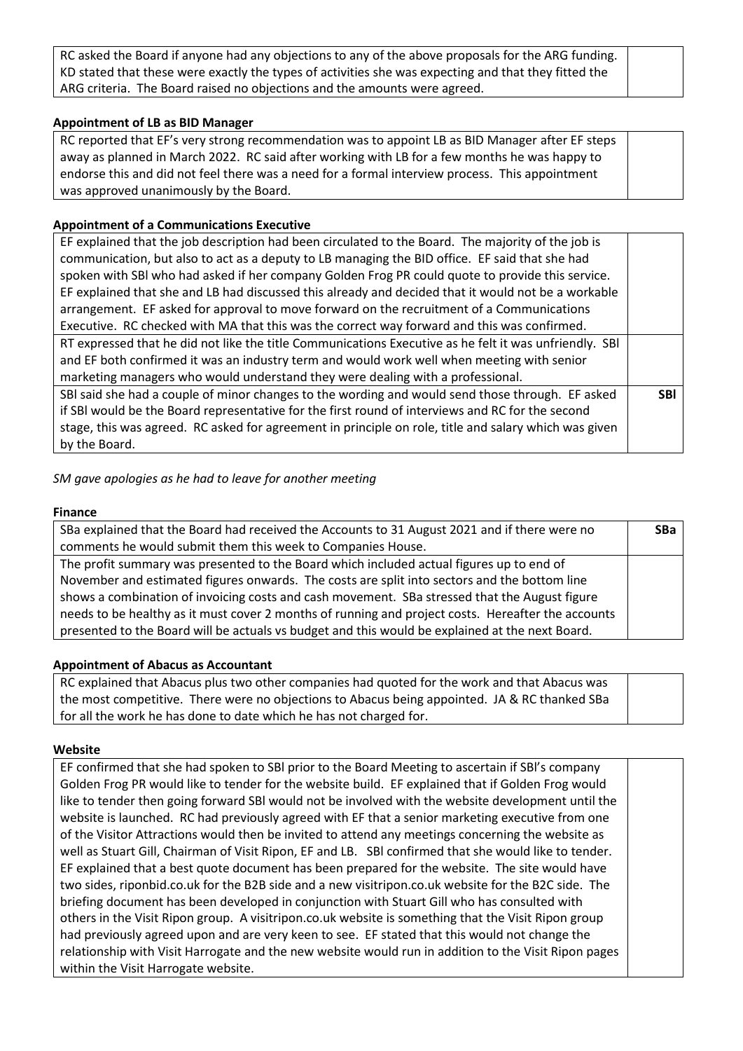| | |
|---|---|
| RC asked the Board if anyone had any objections to any of the above proposals for the ARG funding. KD stated that these were exactly the types of activities she was expecting and that they fitted the ARG criteria. The Board raised no objections and the amounts were agreed. | |

**Appointment of LB as BID Manager**

| | |
|---|---|
| RC reported that EF's very strong recommendation was to appoint LB as BID Manager after EF steps away as planned in March 2022. RC said after working with LB for a few months he was happy to endorse this and did not feel there was a need for a formal interview process. This appointment was approved unanimously by the Board. | |

**Appointment of a Communications Executive**

| | |
|---|---|
| EF explained that the job description had been circulated to the Board. The majority of the job is communication, but also to act as a deputy to LB managing the BID office. EF said that she had spoken with SBl who had asked if her company Golden Frog PR could quote to provide this service. EF explained that she and LB had discussed this already and decided that it would not be a workable arrangement. EF asked for approval to move forward on the recruitment of a Communications Executive. RC checked with MA that this was the correct way forward and this was confirmed. | |
| RT expressed that he did not like the title Communications Executive as he felt it was unfriendly. SBl and EF both confirmed it was an industry term and would work well when meeting with senior marketing managers who would understand they were dealing with a professional. | |
| SBl said she had a couple of minor changes to the wording and would send those through. EF asked if SBl would be the Board representative for the first round of interviews and RC for the second stage, this was agreed. RC asked for agreement in principle on role, title and salary which was given by the Board. | **SBl** |

*SM gave apologies as he had to leave for another meeting*

**Finance**

| | |
|---|---|
| SBa explained that the Board had received the Accounts to 31 August 2021 and if there were no comments he would submit them this week to Companies House. | **SBa** |
| The profit summary was presented to the Board which included actual figures up to end of November and estimated figures onwards. The costs are split into sectors and the bottom line shows a combination of invoicing costs and cash movement. SBa stressed that the August figure needs to be healthy as it must cover 2 months of running and project costs. Hereafter the accounts presented to the Board will be actuals vs budget and this would be explained at the next Board. | |

**Appointment of Abacus as Accountant**

| | |
|---|---|
| RC explained that Abacus plus two other companies had quoted for the work and that Abacus was the most competitive. There were no objections to Abacus being appointed. JA & RC thanked SBa for all the work he has done to date which he has not charged for. | |

**Website**

| | |
|---|---|
| EF confirmed that she had spoken to SBl prior to the Board Meeting to ascertain if SBl's company Golden Frog PR would like to tender for the website build. EF explained that if Golden Frog would like to tender then going forward SBl would not be involved with the website development until the website is launched. RC had previously agreed with EF that a senior marketing executive from one of the Visitor Attractions would then be invited to attend any meetings concerning the website as well as Stuart Gill, Chairman of Visit Ripon, EF and LB. SBl confirmed that she would like to tender. EF explained that a best quote document has been prepared for the website. The site would have two sides, riponbid.co.uk for the B2B side and a new visitripon.co.uk website for the B2C side. The briefing document has been developed in conjunction with Stuart Gill who has consulted with others in the Visit Ripon group. A visitripon.co.uk website is something that the Visit Ripon group had previously agreed upon and are very keen to see. EF stated that this would not change the relationship with Visit Harrogate and the new website would run in addition to the Visit Ripon pages within the Visit Harrogate website. | |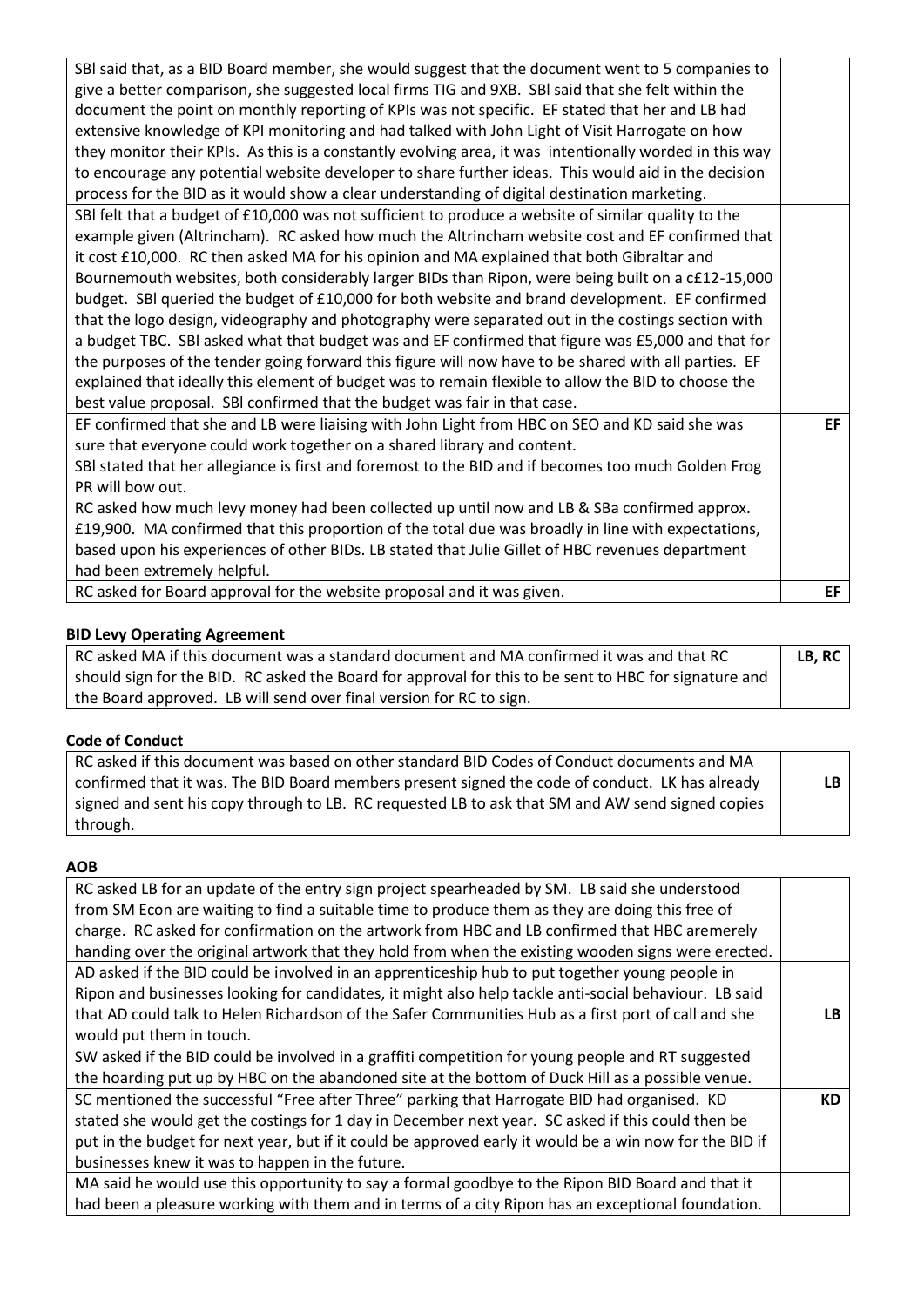| | |
|---|---|
| SBl said that, as a BID Board member, she would suggest that the document went to 5 companies to give a better comparison, she suggested local firms TIG and 9XB. SBl said that she felt within the document the point on monthly reporting of KPIs was not specific. EF stated that her and LB had extensive knowledge of KPI monitoring and had talked with John Light of Visit Harrogate on how they monitor their KPIs. As this is a constantly evolving area, it was intentionally worded in this way to encourage any potential website developer to share further ideas. This would aid in the decision process for the BID as it would show a clear understanding of digital destination marketing. | |
| SBl felt that a budget of £10,000 was not sufficient to produce a website of similar quality to the example given (Altrincham). RC asked how much the Altrincham website cost and EF confirmed that it cost £10,000. RC then asked MA for his opinion and MA explained that both Gibraltar and Bournemouth websites, both considerably larger BIDs than Ripon, were being built on a c£12-15,000 budget. SBl queried the budget of £10,000 for both website and brand development. EF confirmed that the logo design, videography and photography were separated out in the costings section with a budget TBC. SBl asked what that budget was and EF confirmed that figure was £5,000 and that for the purposes of the tender going forward this figure will now have to be shared with all parties. EF explained that ideally this element of budget was to remain flexible to allow the BID to choose the best value proposal. SBl confirmed that the budget was fair in that case. | |
| EF confirmed that she and LB were liaising with John Light from HBC on SEO and KD said she was sure that everyone could work together on a shared library and content.<br>SBl stated that her allegiance is first and foremost to the BID and if becomes too much Golden Frog PR will bow out.<br>RC asked how much levy money had been collected up until now and LB & SBa confirmed approx. £19,900. MA confirmed that this proportion of the total due was broadly in line with expectations, based upon his experiences of other BIDs. LB stated that Julie Gillet of HBC revenues department had been extremely helpful. | **EF** |
| RC asked for Board approval for the website proposal and it was given. | **EF** |

**BID Levy Operating Agreement**

| | |
|---|---|
| RC asked MA if this document was a standard document and MA confirmed it was and that RC should sign for the BID. RC asked the Board for approval for this to be sent to HBC for signature and the Board approved. LB will send over final version for RC to sign. | **LB, RC** |

**Code of Conduct**

| | |
|---|---|
| RC asked if this document was based on other standard BID Codes of Conduct documents and MA confirmed that it was. The BID Board members present signed the code of conduct. LK has already signed and sent his copy through to LB. RC requested LB to ask that SM and AW send signed copies through. | **LB** |

**AOB**

| | |
|---|---|
| RC asked LB for an update of the entry sign project spearheaded by SM. LB said she understood from SM Econ are waiting to find a suitable time to produce them as they are doing this free of charge. RC asked for confirmation on the artwork from HBC and LB confirmed that HBC aremerely handing over the original artwork that they hold from when the existing wooden signs were erected. | |
| AD asked if the BID could be involved in an apprenticeship hub to put together young people in Ripon and businesses looking for candidates, it might also help tackle anti-social behaviour. LB said that AD could talk to Helen Richardson of the Safer Communities Hub as a first port of call and she would put them in touch. | **LB** |
| SW asked if the BID could be involved in a graffiti competition for young people and RT suggested the hoarding put up by HBC on the abandoned site at the bottom of Duck Hill as a possible venue. | |
| SC mentioned the successful "Free after Three" parking that Harrogate BID had organised. KD stated she would get the costings for 1 day in December next year. SC asked if this could then be put in the budget for next year, but if it could be approved early it would be a win now for the BID if businesses knew it was to happen in the future. | **KD** |
| MA said he would use this opportunity to say a formal goodbye to the Ripon BID Board and that it had been a pleasure working with them and in terms of a city Ripon has an exceptional foundation. | |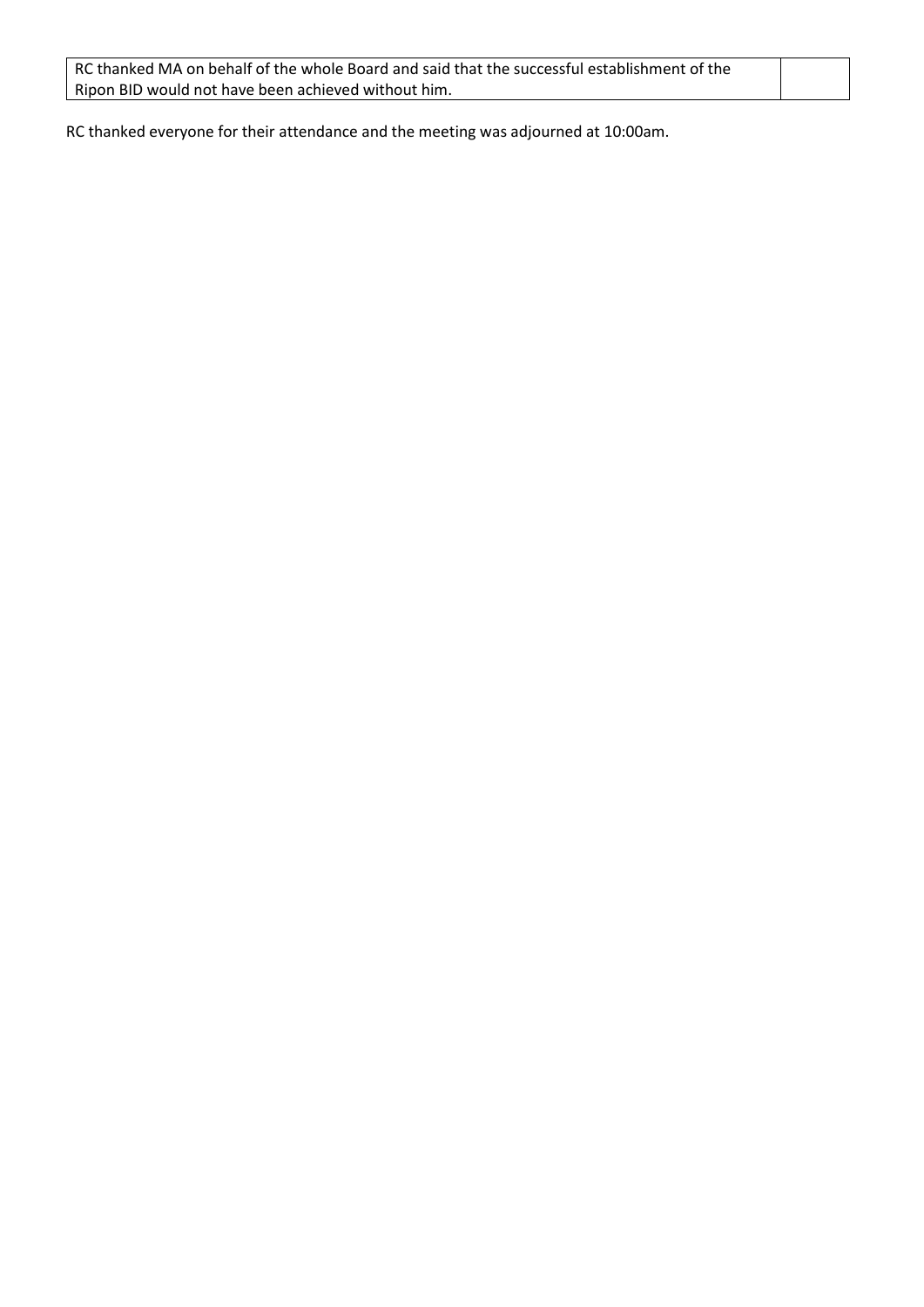| | |
|---|---|
| RC thanked MA on behalf of the whole Board and said that the successful establishment of the Ripon BID would not have been achieved without him. | |

RC thanked everyone for their attendance and the meeting was adjourned at 10:00am.